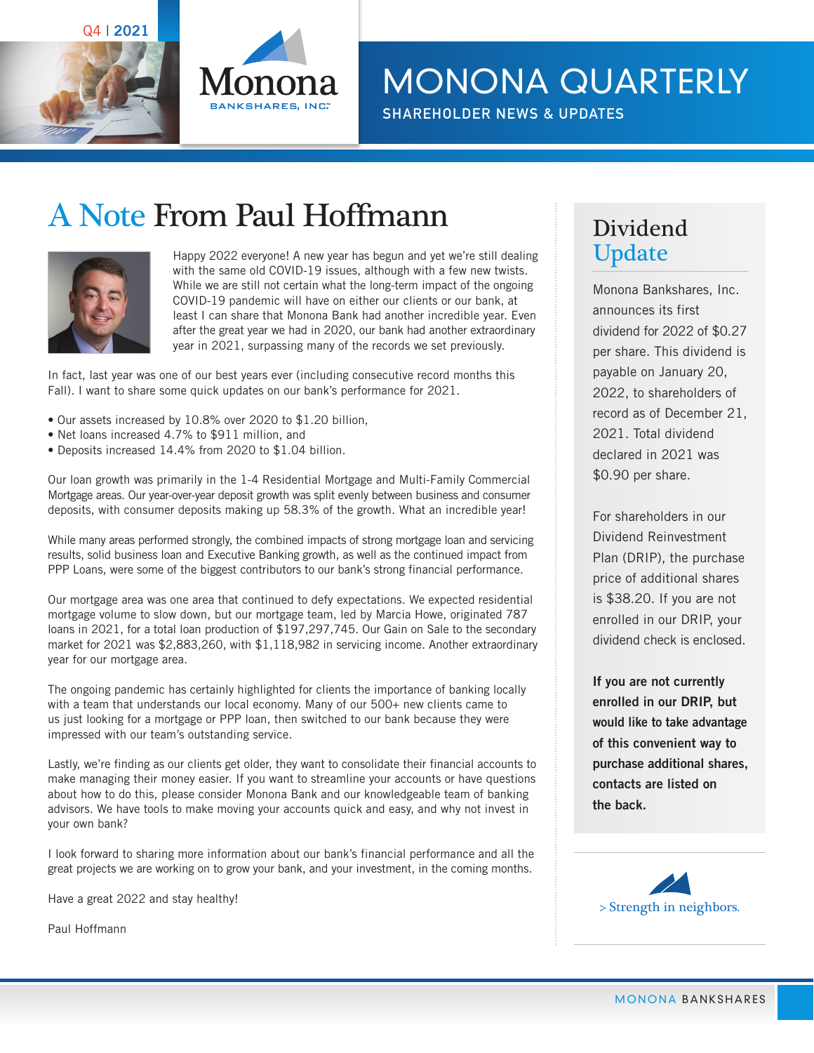Q4 | 2021

Monona BANKSHARES, INC.

# MONONA QUARTERLY

SHAREHOLDER NEWS & UPDATES

## A Note From Paul Hoffmann

Happy 2022 everyone! A new year has begun and yet we're still dealing with the same old COVID-19 issues, although with a few new twists. While we are still not certain what the long-term impact of the ongoing COVID-19 pandemic will have on either our clients or our bank, at least I can share that Monona Bank had another incredible year. Even after the great year we had in 2020, our bank had another extraordinary year in 2021, surpassing many of the records we set previously.

In fact, last year was one of our best years ever (including consecutive record months this Fall). I want to share some quick updates on our bank's performance for 2021.

- Our assets increased by 10.8% over 2020 to $1.20 billion,
- Net loans increased 4.7% to $911 million, and
- Deposits increased 14.4% from 2020 to $1.04 billion.

Our loan growth was primarily in the 1-4 Residential Mortgage and Multi-Family Commercial Mortgage areas. Our year-over-year deposit growth was split evenly between business and consumer deposits, with consumer deposits making up 58.3% of the growth. What an incredible year!

While many areas performed strongly, the combined impacts of strong mortgage loan and servicing results, solid business loan and Executive Banking growth, as well as the continued impact from PPP Loans, were some of the biggest contributors to our bank's strong financial performance.

Our mortgage area was one area that continued to defy expectations. We expected residential mortgage volume to slow down, but our mortgage team, led by Marcia Howe, originated 787 loans in 2021, for a total loan production of $197,297,745. Our Gain on Sale to the secondary market for 2021 was $2,883,260, with $1,118,982 in servicing income. Another extraordinary year for our mortgage area.

The ongoing pandemic has certainly highlighted for clients the importance of banking locally with a team that understands our local economy. Many of our 500+ new clients came to us just looking for a mortgage or PPP loan, then switched to our bank because they were impressed with our team's outstanding service.

Lastly, we're finding as our clients get older, they want to consolidate their financial accounts to make managing their money easier. If you want to streamline your accounts or have questions about how to do this, please consider Monona Bank and our knowledgeable team of banking advisors. We have tools to make moving your accounts quick and easy, and why not invest in your own bank?

I look forward to sharing more information about our bank's financial performance and all the great projects we are working on to grow your bank, and your investment, in the coming months.

Have a great 2022 and stay healthy!

Paul Hoffmann

## Dividend Update

Monona Bankshares, Inc. announces its first dividend for 2022 of $0.27 per share. This dividend is payable on January 20, 2022, to shareholders of record as of December 21, 2021. Total dividend declared in 2021 was $0.90 per share.

For shareholders in our Dividend Reinvestment Plan (DRIP), the purchase price of additional shares is $38.20. If you are not enrolled in our DRIP, your dividend check is enclosed.

**If you are not currently enrolled in our DRIP, but would like to take advantage of this convenient way to purchase additional shares, contacts are listed on the back.**

> Strength in neighbors.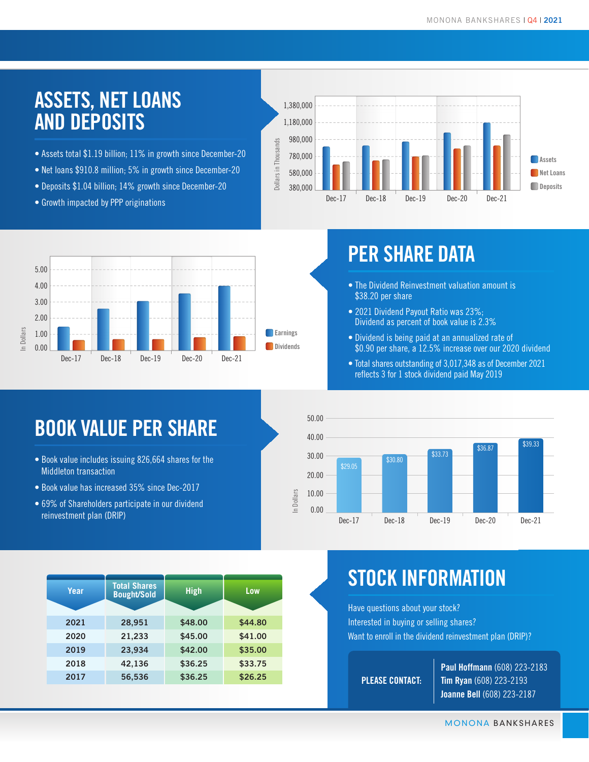## ASSETS, NET LOANS AND DEPOSITS

- Assets total $1.19 billion; 11% in growth since December-20
- Net loans $910.8 million; 5% in growth since December-20
- Deposits $1.04 billion; 14% growth since December-20
- Growth impacted by PPP originations

Dollars in Thousands
1,380,000
1,180,000
980,000
780,000
580,000
380,000
Dec-17 Dec-18 Dec-19 Dec-20 Dec-21
Assets
Net Loans
Deposits

In Dollars
5.00
4.00
3.00
2.00
1.00
0.00
Dec-17 Dec-18 Dec-19 Dec-20 Dec-21
Earnings
Dividends

## PER SHARE DATA

- The Dividend Reinvestment valuation amount is $38.20 per share
- 2021 Dividend Payout Ratio was 23%; Dividend as percent of book value is 2.3%
- Dividend is being paid at an annualized rate of $0.90 per share, a 12.5% increase over our 2020 dividend
- Total shares outstanding of 3,017,348 as of December 2021 reflects 3 for 1 stock dividend paid May 2019

## BOOK VALUE PER SHARE

- Book value includes issuing 826,664 shares for the Middleton transaction
- Book value has increased 35% since Dec-2017
- 69% of Shareholders participate in our dividend reinvestment plan (DRIP)

In Dollars
50.00
40.00
30.00
20.00
10.00
0.00
$29.05 $30.80 $33.73 $36.87 $39.33
Dec-17 Dec-18 Dec-19 Dec-20 Dec-21

| Year | Total Shares Bought/Sold | High | Low |
|---|---|---|---|
| 2021 | 28,951 | $48.00 | $44.80 |
| 2020 | 21,233 | $45.00 | $41.00 |
| 2019 | 23,934 | $42.00 | $35.00 |
| 2018 | 42,136 | $36.25 | $33.75 |
| 2017 | 56,536 | $36.25 | $26.25 |

## STOCK INFORMATION

Have questions about your stock?
Interested in buying or selling shares?
Want to enroll in the dividend reinvestment plan (DRIP)?

**PLEASE CONTACT:**

**Paul Hoffmann** (608) 223-2183
**Tim Ryan** (608) 223-2193
**Joanne Bell** (608) 223-2187